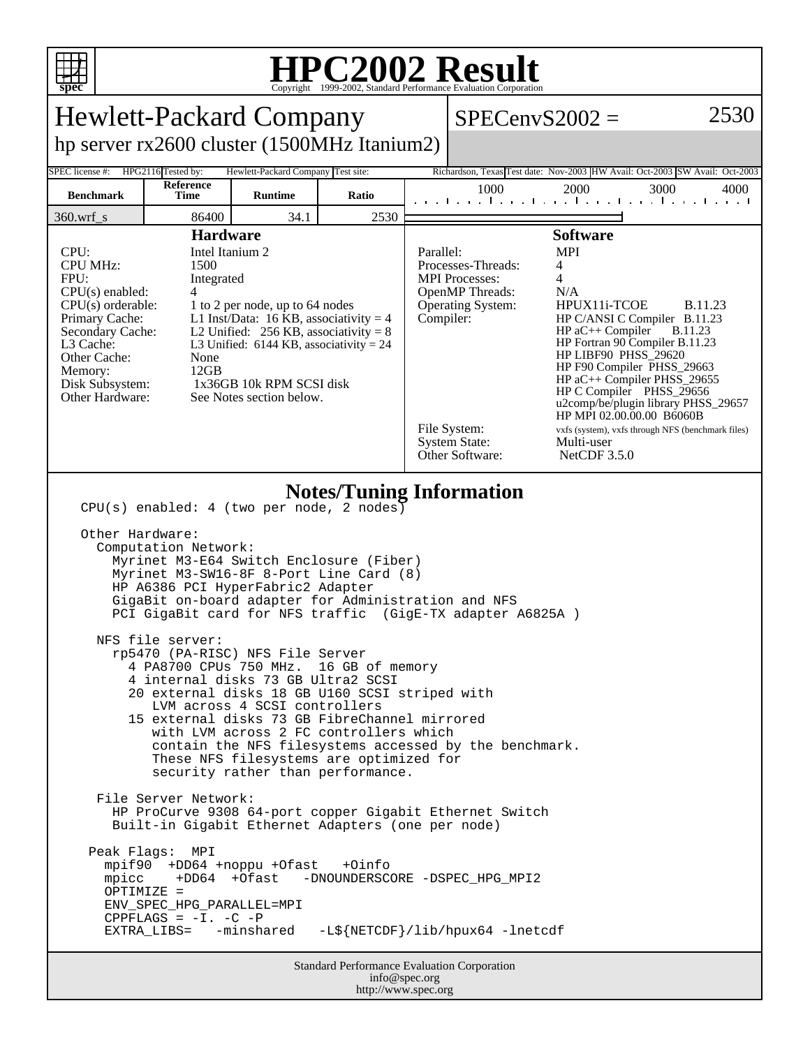# HPC2002 Result

Copyright 1999-2002, Standard Performance Evaluation Corporation

## Hewlett-Packard Company

hp server rx2600 cluster (1500MHz Itanium2)

SPECenvS2002 = 2530

| SPEC license #: | HPG2116 | Tested by: | Hewlett-Packard Company | Test site: | Richardson, Texas | Test date: | Nov-2003 | HW Avail: | Oct-2003 | SW Avail: | Oct-2003 |
|---|---|---|---|---|---|---|---|---|---|---|---|

| Benchmark | Reference Time | Runtime | Ratio |
|---|---|---|---|
| 360.wrf_s | 86400 | 34.1 | 2530 |

### Hardware

| | |
|---|---|
| CPU: | Intel Itanium 2 |
| CPU MHz: | 1500 |
| FPU: | Integrated |
| CPU(s) enabled: | 4 |
| CPU(s) orderable: | 1 to 2 per node, up to 64 nodes |
| Primary Cache: | L1 Inst/Data: 16 KB, associativity = 4 |
| Secondary Cache: | L2 Unified: 256 KB, associativity = 8 |
| L3 Cache: | L3 Unified: 6144 KB, associativity = 24 |
| Other Cache: | None |
| Memory: | 12GB |
| Disk Subsystem: | 1x36GB 10k RPM SCSI disk |
| Other Hardware: | See Notes section below. |

### Software

| | |
|---|---|
| Parallel: | MPI |
| Processes-Threads: | 4 |
| MPI Processes: | 4 |
| OpenMP Threads: | N/A |
| Operating System: | HPUX11i-TCOE B.11.23 |
| Compiler: | HP C/ANSI C Compiler B.11.23<br>HP aC++ Compiler B.11.23<br>HP Fortran 90 Compiler B.11.23<br>HP LIBF90 PHSS_29620<br>HP F90 Compiler PHSS_29663<br>HP aC++ Compiler PHSS_29655<br>HP C Compiler PHSS_29656<br>u2comp/be/plugin library PHSS_29657<br>HP MPI 02.00.00.00 B6060B |
| File System: | vxfs (system), vxfs through NFS (benchmark files) |
| System State: | Multi-user |
| Other Software: | NetCDF 3.5.0 |

### Notes/Tuning Information

```
CPU(s) enabled: 4 (two per node, 2 nodes)

Other Hardware:
  Computation Network:
    Myrinet M3-E64 Switch Enclosure (Fiber)
    Myrinet M3-SW16-8F 8-Port Line Card (8)
    HP A6386 PCI HyperFabric2 Adapter
    GigaBit on-board adapter for Administration and NFS
    PCI GigaBit card for NFS traffic  (GigE-TX adapter A6825A )

  NFS file server:
    rp5470 (PA-RISC) NFS File Server
      4 PA8700 CPUs 750 MHz.  16 GB of memory
      4 internal disks 73 GB Ultra2 SCSI
      20 external disks 18 GB U160 SCSI striped with
         LVM across 4 SCSI controllers
      15 external disks 73 GB FibreChannel mirrored
         with LVM across 2 FC controllers which
         contain the NFS filesystems accessed by the benchmark.
         These NFS filesystems are optimized for
         security rather than performance.

  File Server Network:
    HP ProCurve 9308 64-port copper Gigabit Ethernet Switch
    Built-in Gigabit Ethernet Adapters (one per node)

 Peak Flags:  MPI
   mpif90  +DD64 +noppu +Ofast   +Oinfo
   mpicc    +DD64  +Ofast   -DNOUNDERSCORE -DSPEC_HPG_MPI2
   OPTIMIZE =
   ENV_SPEC_HPG_PARALLEL=MPI
   CPPFLAGS = -I. -C -P
   EXTRA_LIBS=   -minshared   -L${NETCDF}/lib/hpux64 -lnetcdf
```

Standard Performance Evaluation Corporation
info@spec.org
http://www.spec.org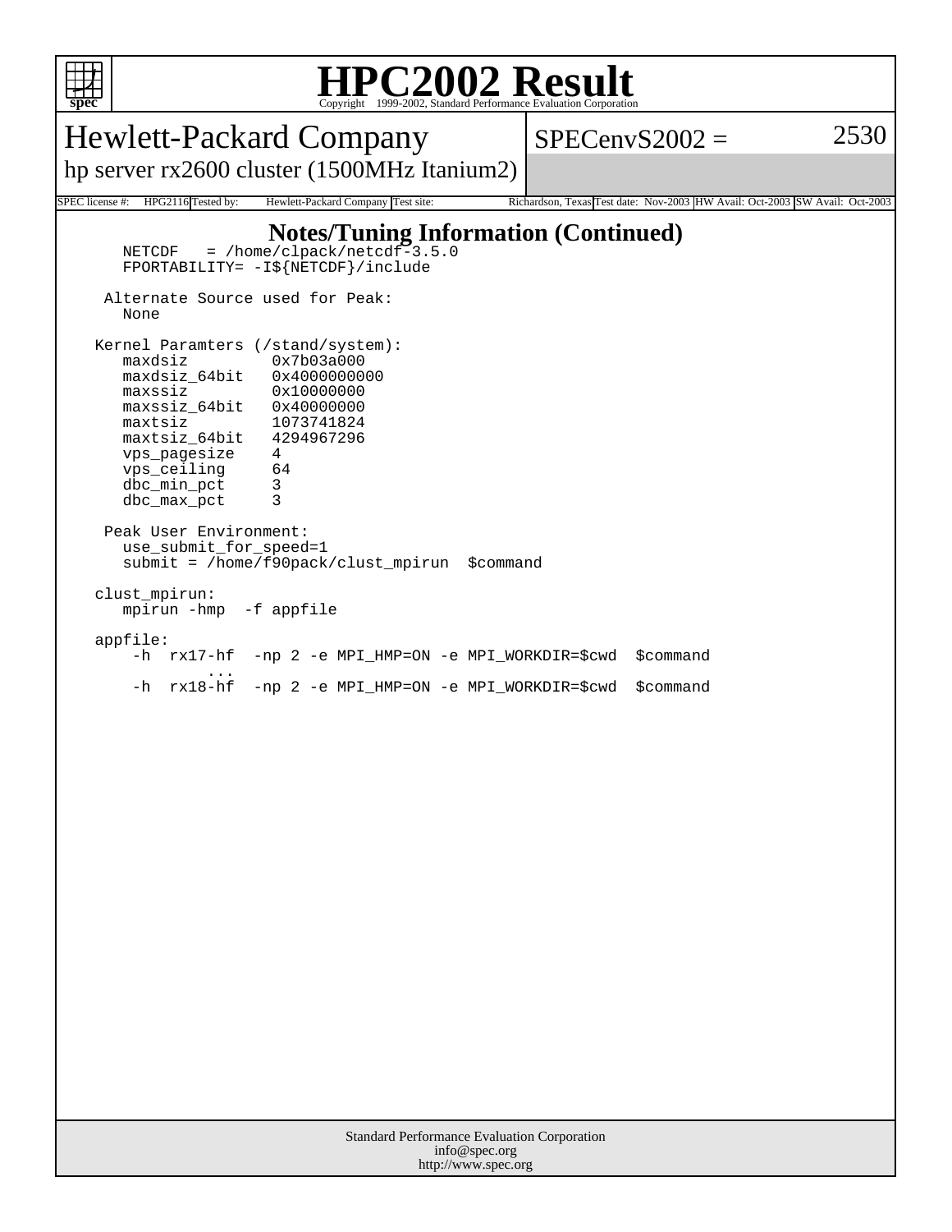# HPC2002 Result

Copyright 1999-2002, Standard Performance Evaluation Corporation

## Hewlett-Packard Company

hp server rx2600 cluster (1500MHz Itanium2)

SPECenvS2002 = 2530

SPEC license #: HPG2116 Tested by: Hewlett-Packard Company Test site: Richardson, Texas Test date: Nov-2003 HW Avail: Oct-2003 SW Avail: Oct-2003

### Notes/Tuning Information (Continued)

```
      NETCDF   = /home/clpack/netcdf-3.5.0
      FPORTABILITY= -I${NETCDF}/include

     Alternate Source used for Peak:
      None

    Kernel Paramters (/stand/system):
      maxdsiz         0x7b03a000
      maxdsiz_64bit   0x4000000000
      maxssiz         0x10000000
      maxssiz_64bit   0x40000000
      maxtsiz         1073741824
      maxtsiz_64bit   4294967296
      vps_pagesize    4
      vps_ceiling     64
      dbc_min_pct     3
      dbc_max_pct     3

     Peak User Environment:
      use_submit_for_speed=1
      submit = /home/f90pack/clust_mpirun  $command

    clust_mpirun:
      mpirun -hmp  -f appfile

    appfile:
        -h  rx17-hf  -np 2 -e MPI_HMP=ON -e MPI_WORKDIR=$cwd  $command
                ...
        -h  rx18-hf  -np 2 -e MPI_HMP=ON -e MPI_WORKDIR=$cwd  $command
```